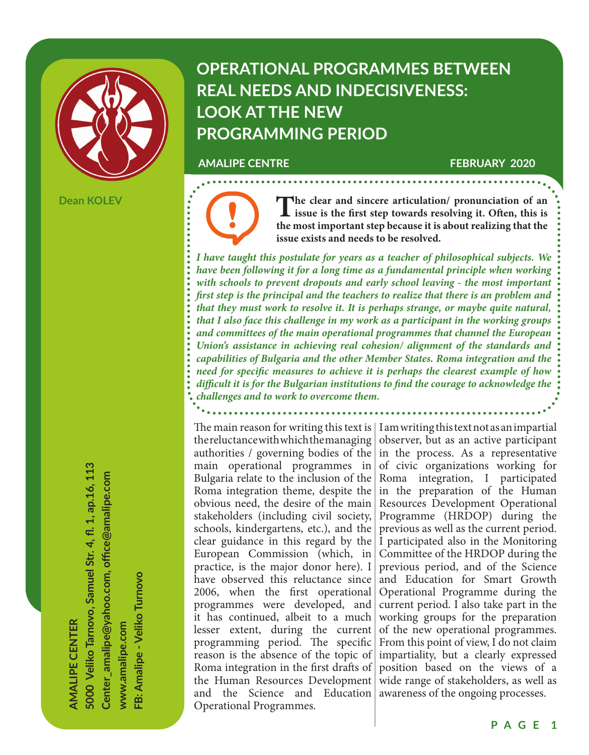# OPERATIONAL PROGRAMMES BETWEEN REAL NEEDS AND INDECISIVENESS: LOOK AT THE NEW PROGRAMMING PERIOD

**AMALIPE CENTRE** — **FEBRUARY 2020**

**Dean KOLEV**

**The clear and sincere articulation/ pronunciation of an issue is the first step towards resolving it. Often, this is the most important step because it is about realizing that the issue exists and needs to be resolved.**

***I have taught this postulate for years as a teacher of philosophical subjects. We have been following it for a long time as a fundamental principle when working with schools to prevent dropouts and early school leaving - the most important first step is the principal and the teachers to realize that there is an problem and that they must work to resolve it. It is perhaps strange, or maybe quite natural, that I also face this challenge in my work as a participant in the working groups and committees of the main operational programmes that channel the European Union's assistance in achieving real cohesion/ alignment of the standards and capabilities of Bulgaria and the other Member States. Roma integration and the need for specific measures to achieve it is perhaps the clearest example of how difficult it is for the Bulgarian institutions to find the courage to acknowledge the challenges and to work to overcome them.***

The main reason for writing this text is the reluctance with which the managing authorities / governing bodies of the main operational programmes in Bulgaria relate to the inclusion of the Roma integration theme, despite the obvious need, the desire of the main stakeholders (including civil society, schools, kindergartens, etc.), and the clear guidance in this regard by the European Commission (which, in practice, is the major donor here). I have observed this reluctance since 2006, when the first operational programmes were developed, and it has continued, albeit to a much lesser extent, during the current programming period. The specific reason is the absence of the topic of Roma integration in the first drafts of the Human Resources Development and the Science and Education Operational Programmes.

I am writing this text not as an impartial observer, but as an active participant in the process. As a representative of civic organizations working for Roma integration, I participated in the preparation of the Human Resources Development Operational Programme (HRDOP) during the previous as well as the current period. I participated also in the Monitoring Committee of the HRDOP during the previous period, and of the Science and Education for Smart Growth Operational Programme during the current period. I also take part in the working groups for the preparation of the new operational programmes. From this point of view, I do not claim impartiality, but a clearly expressed position based on the views of a wide range of stakeholders, as well as awareness of the ongoing processes.

**AMALIPE CENTER**
**5000 Veliko Tarnovo, Samuel Str. 4, fl. 1, ap.16, 113**
**Center_amalipe@yahoo.com, office@amalipe.com**
**www.amalipe.com**
**FB: Amalipe - Veliko Turnovo**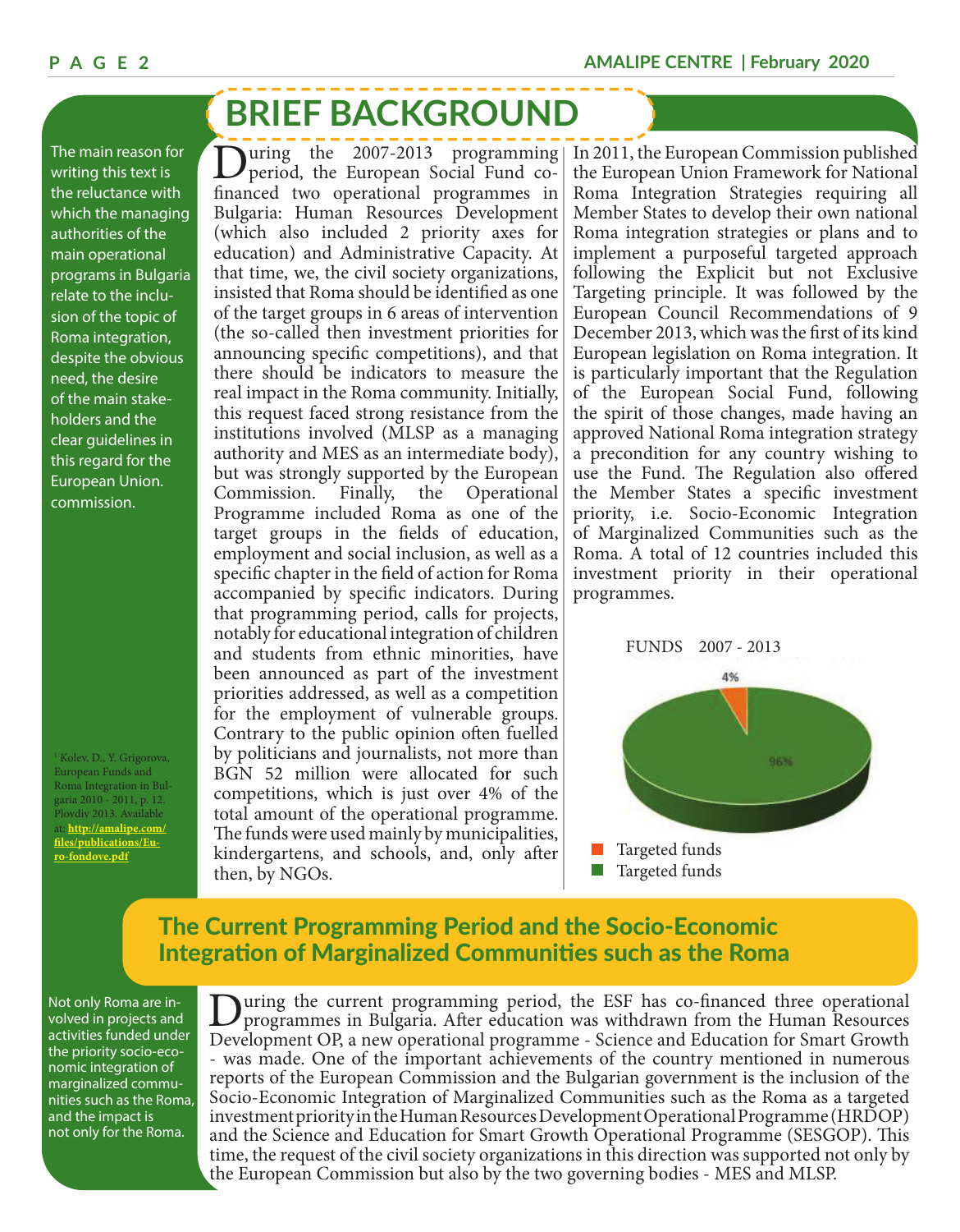# BRIEF BACKGROUND

The main reason for writing this text is the reluctance with which the managing authorities of the main operational programs in Bulgaria relate to the inclusion of the topic of Roma integration, despite the obvious need, the desire of the main stakeholders and the clear guidelines in this regard for the European Union. commission.

During the 2007-2013 programming period, the European Social Fund co-financed two operational programmes in Bulgaria: Human Resources Development (which also included 2 priority axes for education) and Administrative Capacity. At that time, we, the civil society organizations, insisted that Roma should be identified as one of the target groups in 6 areas of intervention (the so-called then investment priorities for announcing specific competitions), and that there should be indicators to measure the real impact in the Roma community. Initially, this request faced strong resistance from the institutions involved (MLSP as a managing authority and MES as an intermediate body), but was strongly supported by the European Commission. Finally, the Operational Programme included Roma as one of the target groups in the fields of education, employment and social inclusion, as well as a specific chapter in the field of action for Roma accompanied by specific indicators. During that programming period, calls for projects, notably for educational integration of children and students from ethnic minorities, have been announced as part of the investment priorities addressed, as well as a competition for the employment of vulnerable groups. Contrary to the public opinion often fuelled by politicians and journalists, not more than BGN 52 million were allocated for such competitions, which is just over 4% of the total amount of the operational programme. The funds were used mainly by municipalities, kindergartens, and schools, and, only after then, by NGOs.

In 2011, the European Commission published the European Union Framework for National Roma Integration Strategies requiring all Member States to develop their own national Roma integration strategies or plans and to implement a purposeful targeted approach following the Explicit but not Exclusive Targeting principle. It was followed by the European Council Recommendations of 9 December 2013, which was the first of its kind European legislation on Roma integration. It is particularly important that the Regulation of the European Social Fund, following the spirit of those changes, made having an approved National Roma integration strategy a precondition for any country wishing to use the Fund. The Regulation also offered the Member States a specific investment priority, i.e. Socio-Economic Integration of Marginalized Communities such as the Roma. A total of 12 countries included this investment priority in their operational programmes.

FUNDS 2007 - 2013

4%

96%

- Targeted funds
- Targeted funds

[1] Kolev, D., Y. Grigorova, European Funds and Roma Integration in Bulgaria 2010 - 2011, p. 12. Plovdiv 2013. Available at: http://amalipe.com/files/publications/Euro-fondove.pdf

## The Current Programming Period and the Socio-Economic Integration of Marginalized Communities such as the Roma

Not only Roma are involved in projects and activities funded under the priority socio-economic integration of marginalized communities such as the Roma, and the impact is not only for the Roma.

During the current programming period, the ESF has co-financed three operational programmes in Bulgaria. After education was withdrawn from the Human Resources Development OP, a new operational programme - Science and Education for Smart Growth - was made. One of the important achievements of the country mentioned in numerous reports of the European Commission and the Bulgarian government is the inclusion of the Socio-Economic Integration of Marginalized Communities such as the Roma as a targeted investment priority in the Human Resources Development Operational Programme (HRDOP) and the Science and Education for Smart Growth Operational Programme (SESGOP). This time, the request of the civil society organizations in this direction was supported not only by the European Commission but also by the two governing bodies - MES and MLSP.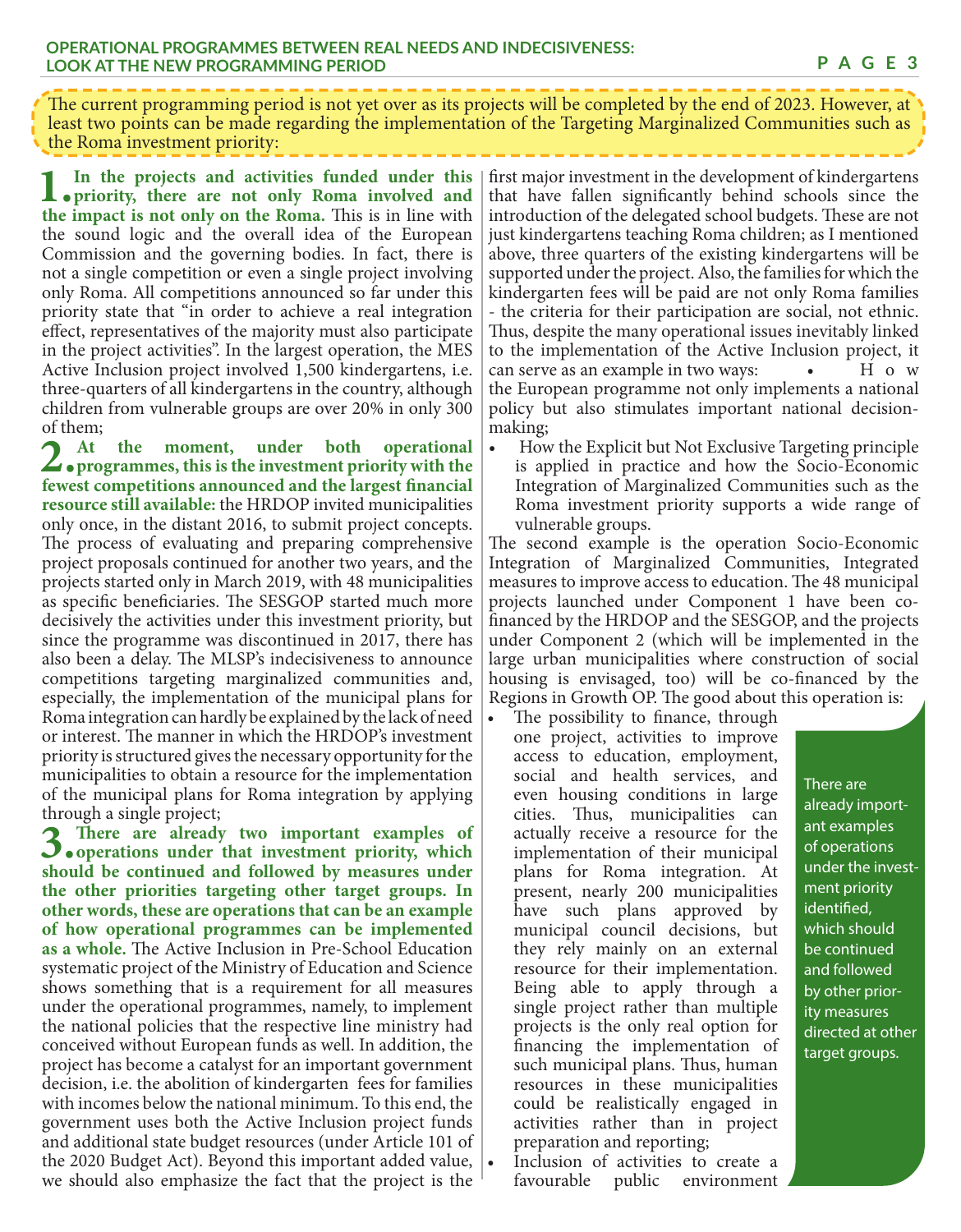## OPERATIONAL PROGRAMMES BETWEEN REAL NEEDS AND INDECISIVENESS: LOOK AT THE NEW PROGRAMMING PERIOD

The current programming period is not yet over as its projects will be completed by the end of 2023. However, at least two points can be made regarding the implementation of the Targeting Marginalized Communities such as the Roma investment priority:

**1. In the projects and activities funded under this priority, there are not only Roma involved and the impact is not only on the Roma.** This is in line with the sound logic and the overall idea of the European Commission and the governing bodies. In fact, there is not a single competition or even a single project involving only Roma. All competitions announced so far under this priority state that "in order to achieve a real integration effect, representatives of the majority must also participate in the project activities". In the largest operation, the MES Active Inclusion project involved 1,500 kindergartens, i.e. three-quarters of all kindergartens in the country, although children from vulnerable groups are over 20% in only 300 of them;

**2. At the moment, under both operational programmes, this is the investment priority with the fewest competitions announced and the largest financial resource still available:** the HRDOP invited municipalities only once, in the distant 2016, to submit project concepts. The process of evaluating and preparing comprehensive project proposals continued for another two years, and the projects started only in March 2019, with 48 municipalities as specific beneficiaries. The SESGOP started much more decisively the activities under this investment priority, but since the programme was discontinued in 2017, there has also been a delay. The MLSP's indecisiveness to announce competitions targeting marginalized communities and, especially, the implementation of the municipal plans for Roma integration can hardly be explained by the lack of need or interest. The manner in which the HRDOP's investment priority is structured gives the necessary opportunity for the municipalities to obtain a resource for the implementation of the municipal plans for Roma integration by applying through a single project;

**3. There are already two important examples of operations under that investment priority, which should be continued and followed by measures under the other priorities targeting other target groups. In other words, these are operations that can be an example of how operational programmes can be implemented as a whole.** The Active Inclusion in Pre-School Education systematic project of the Ministry of Education and Science shows something that is a requirement for all measures under the operational programmes, namely, to implement the national policies that the respective line ministry had conceived without European funds as well. In addition, the project has become a catalyst for an important government decision, i.e. the abolition of kindergarten fees for families with incomes below the national minimum. To this end, the government uses both the Active Inclusion project funds and additional state budget resources (under Article 101 of the 2020 Budget Act). Beyond this important added value, we should also emphasize the fact that the project is the first major investment in the development of kindergartens that have fallen significantly behind schools since the introduction of the delegated school budgets. These are not just kindergartens teaching Roma children; as I mentioned above, three quarters of the existing kindergartens will be supported under the project. Also, the families for which the kindergarten fees will be paid are not only Roma families - the criteria for their participation are social, not ethnic. Thus, despite the many operational issues inevitably linked to the implementation of the Active Inclusion project, it can serve as an example in two ways:

- How the European programme not only implements a national policy but also stimulates important national decision-making;
- How the Explicit but Not Exclusive Targeting principle is applied in practice and how the Socio-Economic Integration of Marginalized Communities such as the Roma investment priority supports a wide range of vulnerable groups.

The second example is the operation Socio-Economic Integration of Marginalized Communities, Integrated measures to improve access to education. The 48 municipal projects launched under Component 1 have been co-financed by the HRDOP and the SESGOP, and the projects under Component 2 (which will be implemented in the large urban municipalities where construction of social housing is envisaged, too) will be co-financed by the Regions in Growth OP. The good about this operation is:

- The possibility to finance, through one project, activities to improve access to education, employment, social and health services, and even housing conditions in large cities. Thus, municipalities can actually receive a resource for the implementation of their municipal plans for Roma integration. At present, nearly 200 municipalities have such plans approved by municipal council decisions, but they rely mainly on an external resource for their implementation. Being able to apply through a single project rather than multiple projects is the only real option for financing the implementation of such municipal plans. Thus, human resources in these municipalities could be realistically engaged in activities rather than in project preparation and reporting;
- Inclusion of activities to create a favourable public environment

> There are already important examples of operations under the investment priority identified, which should be continued and followed by other priority measures directed at other target groups.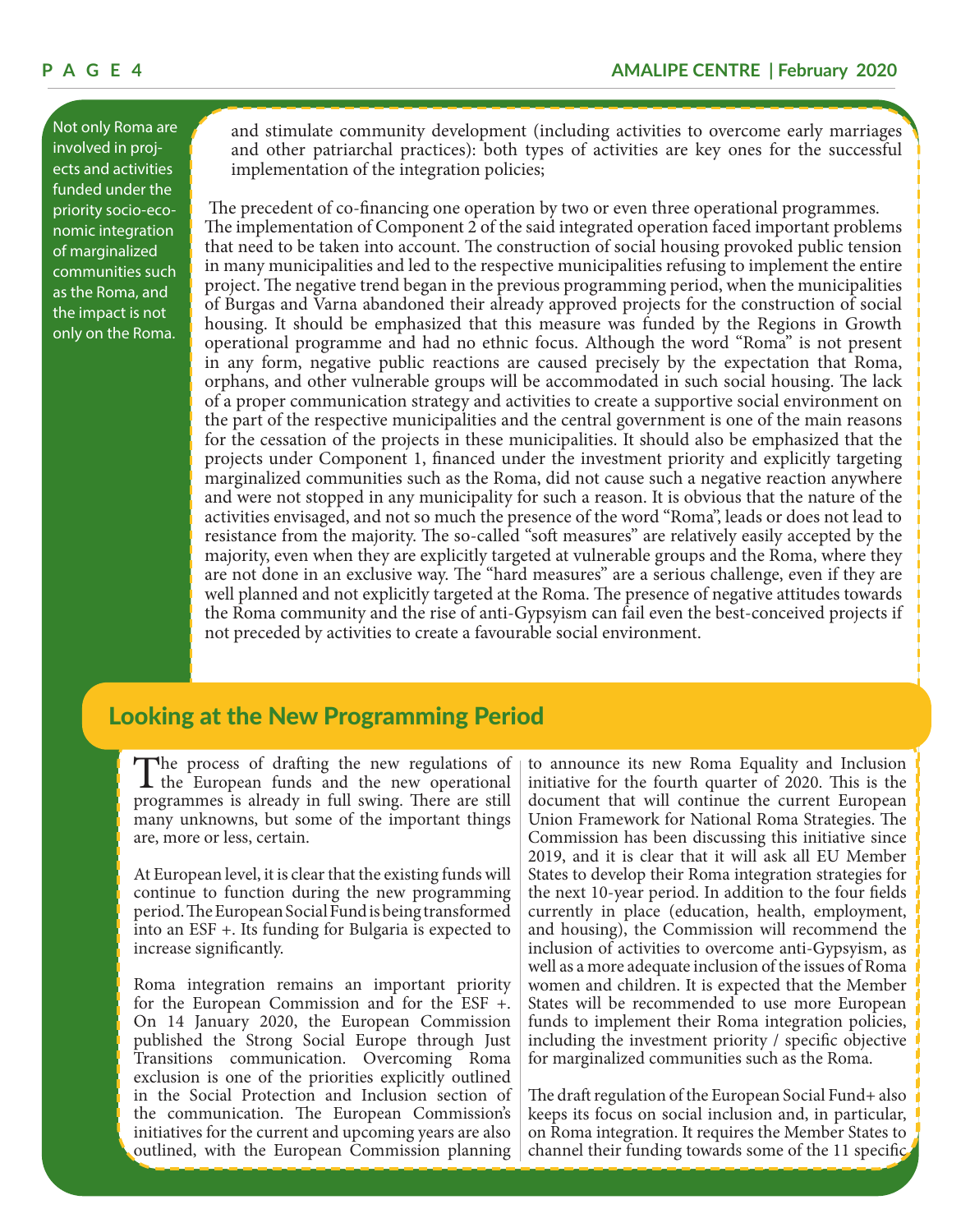Not only Roma are involved in projects and activities funded under the priority socio-economic integration of marginalized communities such as the Roma, and the impact is not only on the Roma.

and stimulate community development (including activities to overcome early marriages and other patriarchal practices): both types of activities are key ones for the successful implementation of the integration policies;

The precedent of co-financing one operation by two or even three operational programmes. The implementation of Component 2 of the said integrated operation faced important problems that need to be taken into account. The construction of social housing provoked public tension in many municipalities and led to the respective municipalities refusing to implement the entire project. The negative trend began in the previous programming period, when the municipalities of Burgas and Varna abandoned their already approved projects for the construction of social housing. It should be emphasized that this measure was funded by the Regions in Growth operational programme and had no ethnic focus. Although the word "Roma" is not present in any form, negative public reactions are caused precisely by the expectation that Roma, orphans, and other vulnerable groups will be accommodated in such social housing. The lack of a proper communication strategy and activities to create a supportive social environment on the part of the respective municipalities and the central government is one of the main reasons for the cessation of the projects in these municipalities. It should also be emphasized that the projects under Component 1, financed under the investment priority and explicitly targeting marginalized communities such as the Roma, did not cause such a negative reaction anywhere and were not stopped in any municipality for such a reason. It is obvious that the nature of the activities envisaged, and not so much the presence of the word "Roma", leads or does not lead to resistance from the majority. The so-called "soft measures" are relatively easily accepted by the majority, even when they are explicitly targeted at vulnerable groups and the Roma, where they are not done in an exclusive way. The "hard measures" are a serious challenge, even if they are well planned and not explicitly targeted at the Roma. The presence of negative attitudes towards the Roma community and the rise of anti-Gypsyism can fail even the best-conceived projects if not preceded by activities to create a favourable social environment.

## Looking at the New Programming Period

The process of drafting the new regulations of the European funds and the new operational programmes is already in full swing. There are still many unknowns, but some of the important things are, more or less, certain.

At European level, it is clear that the existing funds will continue to function during the new programming period. The European Social Fund is being transformed into an ESF +. Its funding for Bulgaria is expected to increase significantly.

Roma integration remains an important priority for the European Commission and for the ESF +. On 14 January 2020, the European Commission published the Strong Social Europe through Just Transitions communication. Overcoming Roma exclusion is one of the priorities explicitly outlined in the Social Protection and Inclusion section of the communication. The European Commission's initiatives for the current and upcoming years are also outlined, with the European Commission planning to announce its new Roma Equality and Inclusion initiative for the fourth quarter of 2020. This is the document that will continue the current European Union Framework for National Roma Strategies. The Commission has been discussing this initiative since 2019, and it is clear that it will ask all EU Member States to develop their Roma integration strategies for the next 10-year period. In addition to the four fields currently in place (education, health, employment, and housing), the Commission will recommend the inclusion of activities to overcome anti-Gypsyism, as well as a more adequate inclusion of the issues of Roma women and children. It is expected that the Member States will be recommended to use more European funds to implement their Roma integration policies, including the investment priority / specific objective for marginalized communities such as the Roma.

The draft regulation of the European Social Fund+ also keeps its focus on social inclusion and, in particular, on Roma integration. It requires the Member States to channel their funding towards some of the 11 specific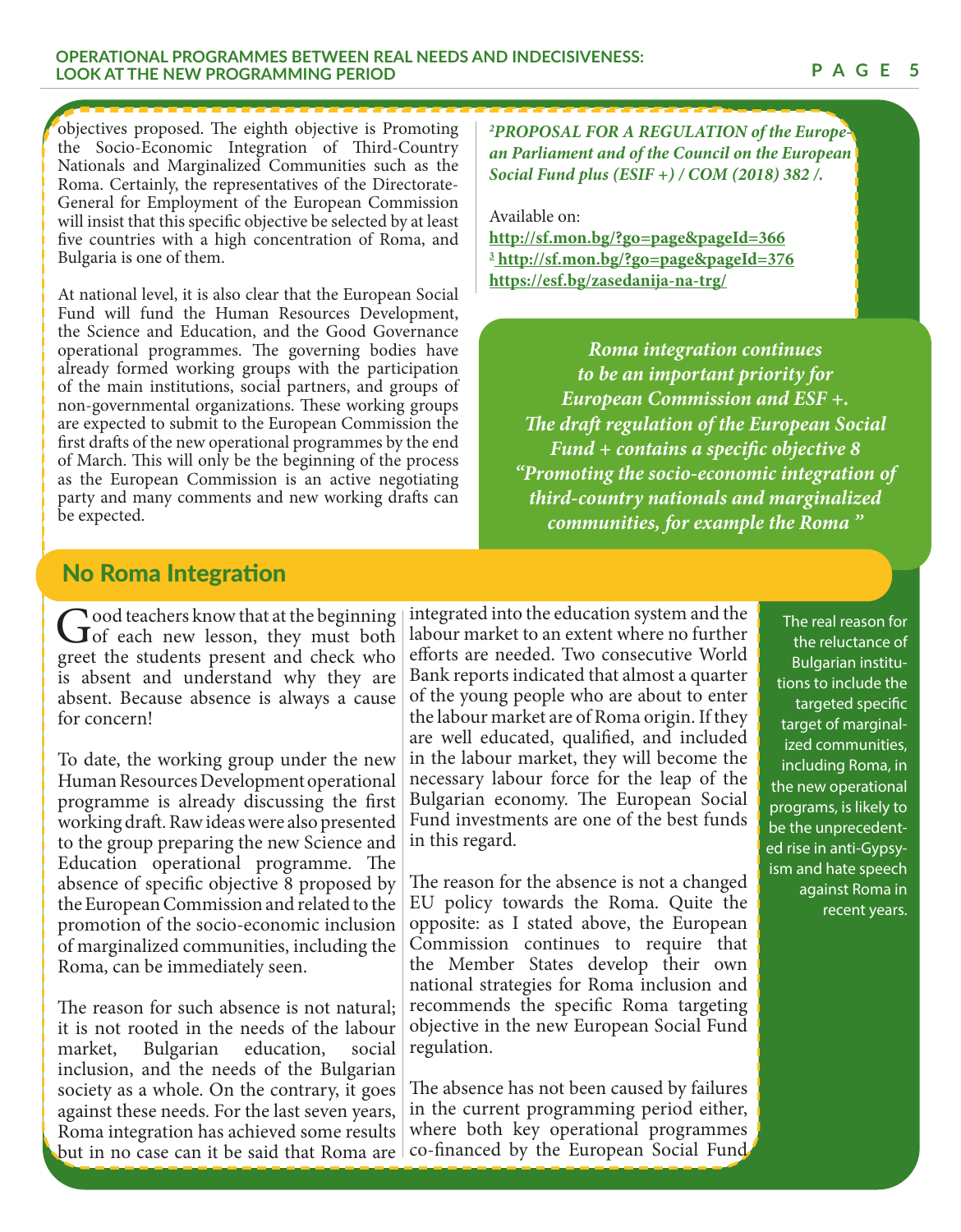objectives proposed. The eighth objective is Promoting the Socio-Economic Integration of Third-Country Nationals and Marginalized Communities such as the Roma. Certainly, the representatives of the Directorate-General for Employment of the European Commission will insist that this specific objective be selected by at least five countries with a high concentration of Roma, and Bulgaria is one of them.

At national level, it is also clear that the European Social Fund will fund the Human Resources Development, the Science and Education, and the Good Governance operational programmes. The governing bodies have already formed working groups with the participation of the main institutions, social partners, and groups of non-governmental organizations. These working groups are expected to submit to the European Commission the first drafts of the new operational programmes by the end of March. This will only be the beginning of the process as the European Commission is an active negotiating party and many comments and new working drafts can be expected.

[2] ***PROPOSAL FOR A REGULATION of the European Parliament and of the Council on the European Social Fund plus (ESIF +) / COM (2018) 382 /.***

Available on:
**http://sf.mon.bg/?go=page&pageId=366**
[3] **http://sf.mon.bg/?go=page&pageId=376**
**https://esf.bg/zasedanija-na-trg/**

***Roma integration continues to be an important priority for European Commission and ESF +. The draft regulation of the European Social Fund + contains a specific objective 8 "Promoting the socio-economic integration of third-country nationals and marginalized communities, for example the Roma "***

## No Roma Integration

Good teachers know that at the beginning of each new lesson, they must both greet the students present and check who is absent and understand why they are absent. Because absence is always a cause for concern!

To date, the working group under the new Human Resources Development operational programme is already discussing the first working draft. Raw ideas were also presented to the group preparing the new Science and Education operational programme. The absence of specific objective 8 proposed by the European Commission and related to the promotion of the socio-economic inclusion of marginalized communities, including the Roma, can be immediately seen.

The reason for such absence is not natural; it is not rooted in the needs of the labour market, Bulgarian education, social inclusion, and the needs of the Bulgarian society as a whole. On the contrary, it goes against these needs. For the last seven years, Roma integration has achieved some results but in no case can it be said that Roma are integrated into the education system and the labour market to an extent where no further efforts are needed. Two consecutive World Bank reports indicated that almost a quarter of the young people who are about to enter the labour market are of Roma origin. If they are well educated, qualified, and included in the labour market, they will become the necessary labour force for the leap of the Bulgarian economy. The European Social Fund investments are one of the best funds in this regard.

The reason for the absence is not a changed EU policy towards the Roma. Quite the opposite: as I stated above, the European Commission continues to require that the Member States develop their own national strategies for Roma inclusion and recommends the specific Roma targeting objective in the new European Social Fund regulation.

The absence has not been caused by failures in the current programming period either, where both key operational programmes co-financed by the European Social Fund

The real reason for the reluctance of Bulgarian institutions to include the targeted specific target of marginalized communities, including Roma, in the new operational programs, is likely to be the unprecedented rise in anti-Gypsyism and hate speech against Roma in recent years.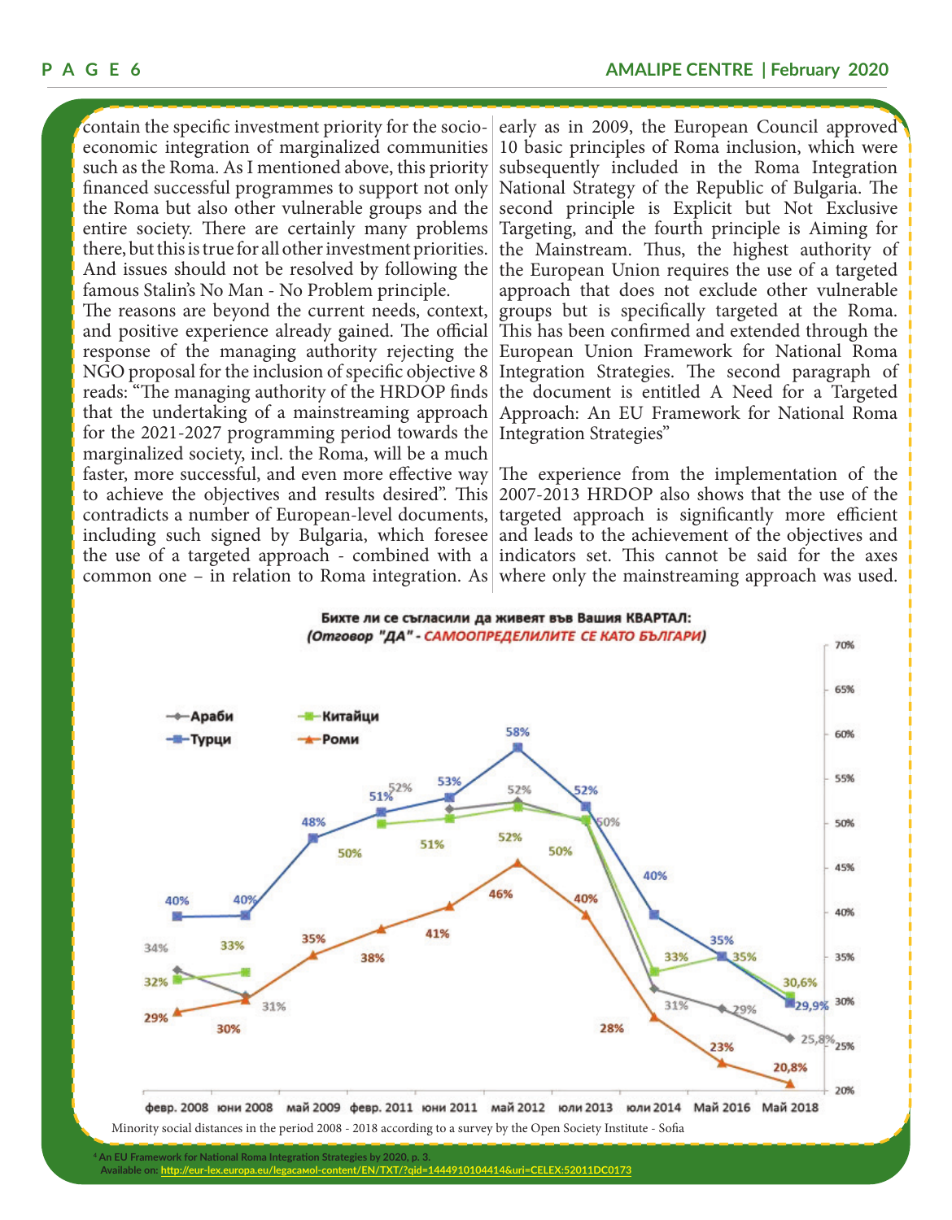contain the specific investment priority for the socio-economic integration of marginalized communities such as the Roma. As I mentioned above, this priority financed successful programmes to support not only the Roma but also other vulnerable groups and the entire society. There are certainly many problems there, but this is true for all other investment priorities. And issues should not be resolved by following the famous Stalin's No Man - No Problem principle.

The reasons are beyond the current needs, context, and positive experience already gained. The official response of the managing authority rejecting the NGO proposal for the inclusion of specific objective 8 reads: "The managing authority of the HRDOP finds that the undertaking of a mainstreaming approach for the 2021-2027 programming period towards the marginalized society, incl. the Roma, will be a much faster, more successful, and even more effective way to achieve the objectives and results desired". This contradicts a number of European-level documents, including such signed by Bulgaria, which foresee the use of a targeted approach - combined with a common one – in relation to Roma integration. As early as in 2009, the European Council approved 10 basic principles of Roma inclusion, which were subsequently included in the Roma Integration National Strategy of the Republic of Bulgaria. The second principle is Explicit but Not Exclusive Targeting, and the fourth principle is Aiming for the Mainstream. Thus, the highest authority of the European Union requires the use of a targeted approach that does not exclude other vulnerable groups but is specifically targeted at the Roma. This has been confirmed and extended through the European Union Framework for National Roma Integration Strategies. The second paragraph of the document is entitled A Need for a Targeted Approach: An EU Framework for National Roma Integration Strategies"

The experience from the implementation of the 2007-2013 HRDOP also shows that the use of the targeted approach is significantly more efficient and leads to the achievement of the objectives and indicators set. This cannot be said for the axes where only the mainstreaming approach was used.

**Бихте ли се съгласили да живеят във Вашия КВАРТАЛ:**
***(Отговор "ДА" - САМООПРЕДЕЛИЛИТЕ СЕ КАТО БЪЛГАРИ)***

| | февр. 2008 | юни 2008 | май 2009 | февр. 2011 | юни 2011 | май 2012 | юли 2013 | юли 2014 | Май 2016 | Май 2018 |
|---|---|---|---|---|---|---|---|---|---|---|
| Араби | 34% | 31% | | | 52% | 52% | 50% | 31% | 29% | 25,8% |
| Турци | 40% | 40% | 48% | 51% | 53% | 58% | 52% | 40% | 35% | 29,9% |
| Китайци | 32% | 33% | | 50% | 51% | 52% | 50% | 33% | 35% | 30,6% |
| Роми | 29% | 30% | 35% | 38% | 41% | 46% | 40% | 28% | 23% | 20,8% |

Minority social distances in the period 2008 - 2018 according to a survey by the Open Society Institute - Sofia

[4] An EU Framework for National Roma Integration Strategies by 2020, p. 3.
Available on: http://eur-lex.europa.eu/legacaмol-content/EN/TXT/?qid=1444910104414&uri=CELEX:52011DC0173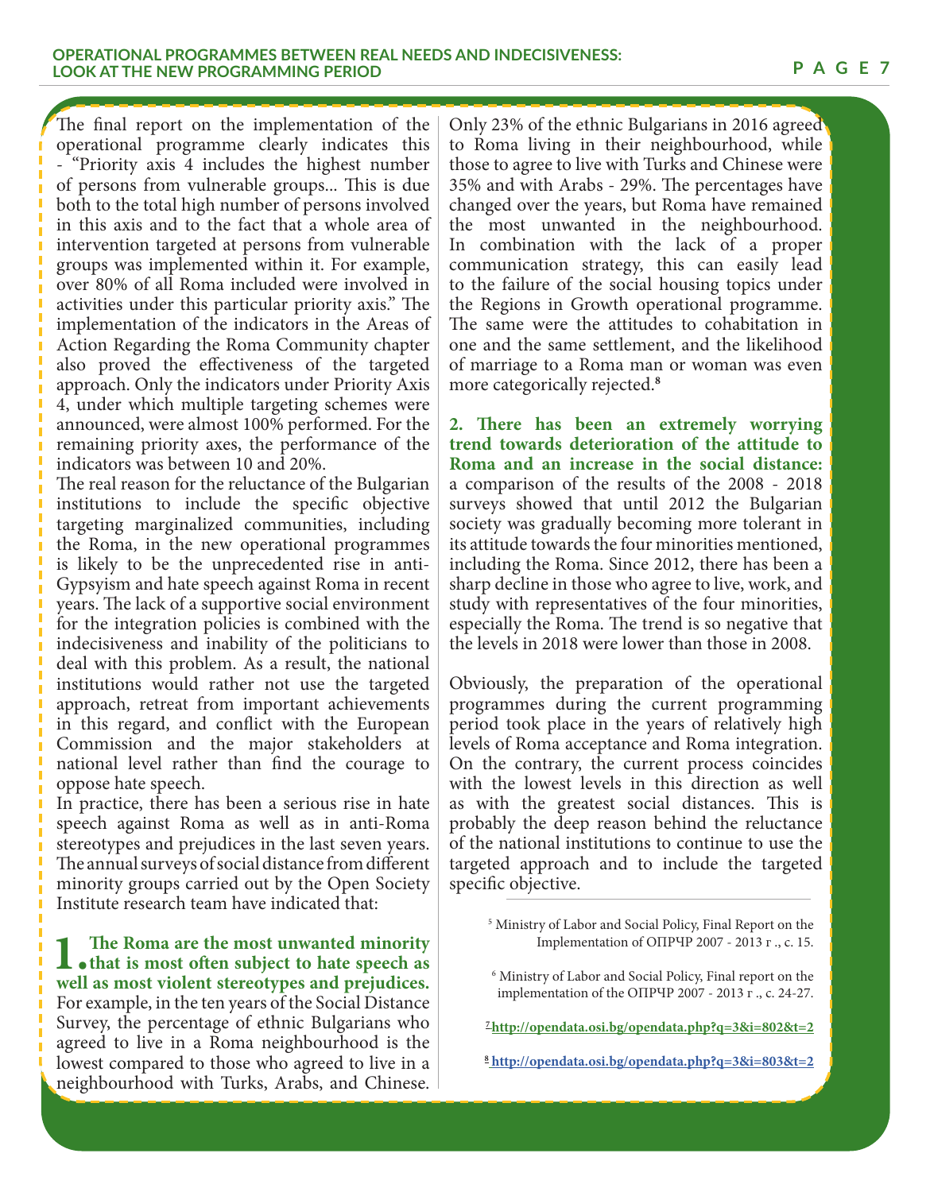The final report on the implementation of the operational programme clearly indicates this - "Priority axis 4 includes the highest number of persons from vulnerable groups... This is due both to the total high number of persons involved in this axis and to the fact that a whole area of intervention targeted at persons from vulnerable groups was implemented within it. For example, over 80% of all Roma included were involved in activities under this particular priority axis." The implementation of the indicators in the Areas of Action Regarding the Roma Community chapter also proved the effectiveness of the targeted approach. Only the indicators under Priority Axis 4, under which multiple targeting schemes were announced, were almost 100% performed. For the remaining priority axes, the performance of the indicators was between 10 and 20%.

The real reason for the reluctance of the Bulgarian institutions to include the specific objective targeting marginalized communities, including the Roma, in the new operational programmes is likely to be the unprecedented rise in anti-Gypsyism and hate speech against Roma in recent years. The lack of a supportive social environment for the integration policies is combined with the indecisiveness and inability of the politicians to deal with this problem. As a result, the national institutions would rather not use the targeted approach, retreat from important achievements in this regard, and conflict with the European Commission and the major stakeholders at national level rather than find the courage to oppose hate speech.

In practice, there has been a serious rise in hate speech against Roma as well as in anti-Roma stereotypes and prejudices in the last seven years. The annual surveys of social distance from different minority groups carried out by the Open Society Institute research team have indicated that:

**1. The Roma are the most unwanted minority that is most often subject to hate speech as well as most violent stereotypes and prejudices.** For example, in the ten years of the Social Distance Survey, the percentage of ethnic Bulgarians who agreed to live in a Roma neighbourhood is the lowest compared to those who agreed to live in a neighbourhood with Turks, Arabs, and Chinese. Only 23% of the ethnic Bulgarians in 2016 agreed to Roma living in their neighbourhood, while those to agree to live with Turks and Chinese were 35% and with Arabs - 29%. The percentages have changed over the years, but Roma have remained the most unwanted in the neighbourhood. In combination with the lack of a proper communication strategy, this can easily lead to the failure of the social housing topics under the Regions in Growth operational programme. The same were the attitudes to cohabitation in one and the same settlement, and the likelihood of marriage to a Roma man or woman was even more categorically rejected.[8]

**2. There has been an extremely worrying trend towards deterioration of the attitude to Roma and an increase in the social distance:** a comparison of the results of the 2008 - 2018 surveys showed that until 2012 the Bulgarian society was gradually becoming more tolerant in its attitude towards the four minorities mentioned, including the Roma. Since 2012, there has been a sharp decline in those who agree to live, work, and study with representatives of the four minorities, especially the Roma. The trend is so negative that the levels in 2018 were lower than those in 2008.

Obviously, the preparation of the operational programmes during the current programming period took place in the years of relatively high levels of Roma acceptance and Roma integration. On the contrary, the current process coincides with the lowest levels in this direction as well as with the greatest social distances. This is probably the deep reason behind the reluctance of the national institutions to continue to use the targeted approach and to include the targeted specific objective.

---

[5] Ministry of Labor and Social Policy, Final Report on the Implementation of ОПРЧР 2007 - 2013 г ., с. 15.

[6] Ministry of Labor and Social Policy, Final report on the implementation of the ОПРЧР 2007 - 2013 г ., с. 24-27.

[7] http://opendata.osi.bg/opendata.php?q=3&i=802&t=2

[8] http://opendata.osi.bg/opendata.php?q=3&i=803&t=2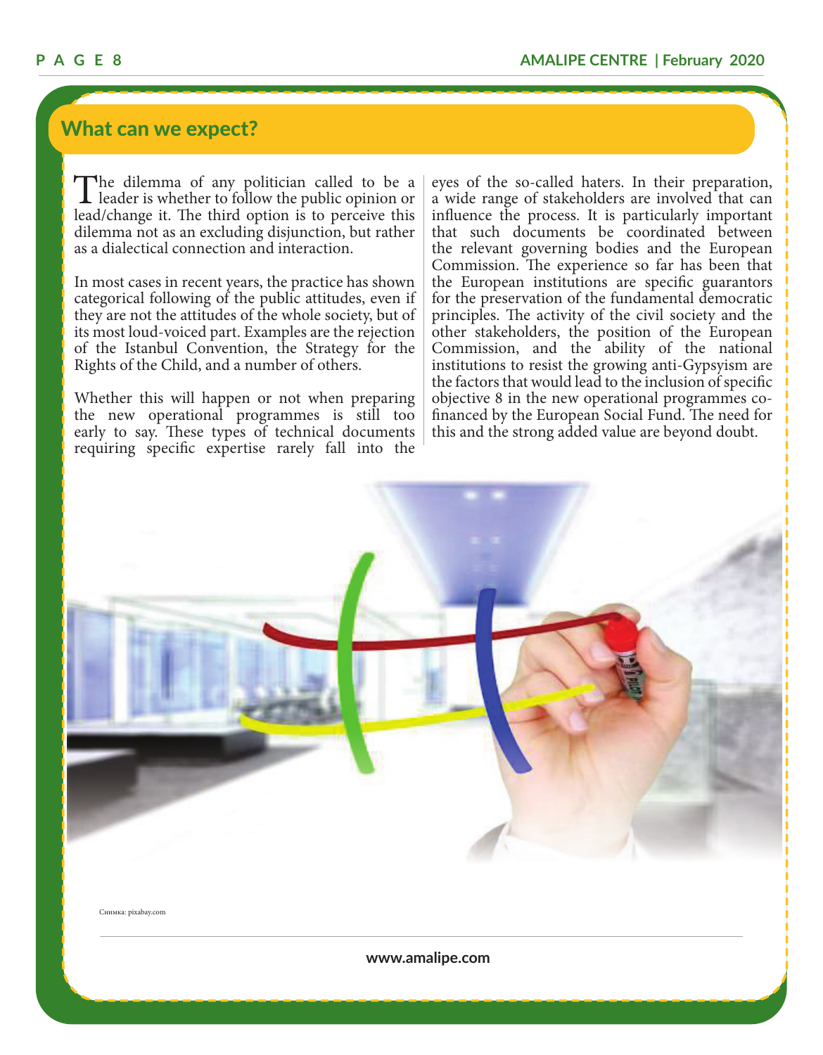## What can we expect?

The dilemma of any politician called to be a leader is whether to follow the public opinion or lead/change it. The third option is to perceive this dilemma not as an excluding disjunction, but rather as a dialectical connection and interaction.

In most cases in recent years, the practice has shown categorical following of the public attitudes, even if they are not the attitudes of the whole society, but of its most loud-voiced part. Examples are the rejection of the Istanbul Convention, the Strategy for the Rights of the Child, and a number of others.

Whether this will happen or not when preparing the new operational programmes is still too early to say. These types of technical documents requiring specific expertise rarely fall into the eyes of the so-called haters. In their preparation, a wide range of stakeholders are involved that can influence the process. It is particularly important that such documents be coordinated between the relevant governing bodies and the European Commission. The experience so far has been that the European institutions are specific guarantors for the preservation of the fundamental democratic principles. The activity of the civil society and the other stakeholders, the position of the European Commission, and the ability of the national institutions to resist the growing anti-Gypsyism are the factors that would lead to the inclusion of specific objective 8 in the new operational programmes co-financed by the European Social Fund. The need for this and the strong added value are beyond doubt.

Снимка: pixabay.com

www.amalipe.com